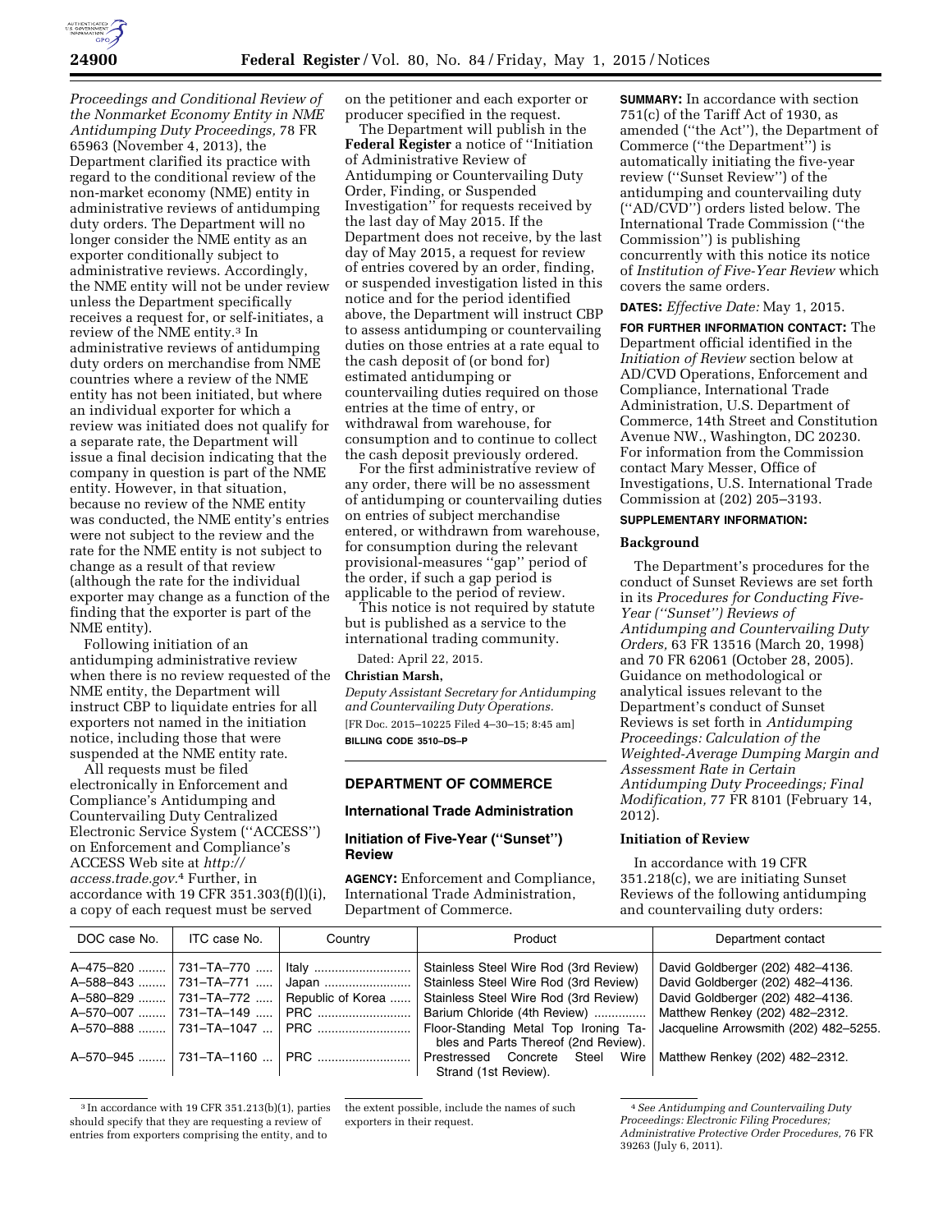*Proceedings and Conditional Review of the Nonmarket Economy Entity in NME Antidumping Duty Proceedings,* 78 FR 65963 (November 4, 2013), the Department clarified its practice with regard to the conditional review of the non-market economy (NME) entity in administrative reviews of antidumping duty orders. The Department will no longer consider the NME entity as an exporter conditionally subject to administrative reviews. Accordingly, the NME entity will not be under review unless the Department specifically receives a request for, or self-initiates, a review of the NME entity.[3] In administrative reviews of antidumping duty orders on merchandise from NME countries where a review of the NME entity has not been initiated, but where an individual exporter for which a review was initiated does not qualify for a separate rate, the Department will issue a final decision indicating that the company in question is part of the NME entity. However, in that situation, because no review of the NME entity was conducted, the NME entity's entries were not subject to the review and the rate for the NME entity is not subject to change as a result of that review (although the rate for the individual exporter may change as a function of the finding that the exporter is part of the NME entity).

Following initiation of an antidumping administrative review when there is no review requested of the NME entity, the Department will instruct CBP to liquidate entries for all exporters not named in the initiation notice, including those that were suspended at the NME entity rate.

All requests must be filed electronically in Enforcement and Compliance's Antidumping and Countervailing Duty Centralized Electronic Service System ("ACCESS") on Enforcement and Compliance's ACCESS Web site at *http://access.trade.gov*.[4] Further, in accordance with 19 CFR 351.303(f)(l)(i), a copy of each request must be served on the petitioner and each exporter or producer specified in the request.

The Department will publish in the **Federal Register** a notice of "Initiation of Administrative Review of Antidumping or Countervailing Duty Order, Finding, or Suspended Investigation" for requests received by the last day of May 2015. If the Department does not receive, by the last day of May 2015, a request for review of entries covered by an order, finding, or suspended investigation listed in this notice and for the period identified above, the Department will instruct CBP to assess antidumping or countervailing duties on those entries at a rate equal to the cash deposit of (or bond for) estimated antidumping or countervailing duties required on those entries at the time of entry, or withdrawal from warehouse, for consumption and to continue to collect the cash deposit previously ordered.

For the first administrative review of any order, there will be no assessment of antidumping or countervailing duties on entries of subject merchandise entered, or withdrawn from warehouse, for consumption during the relevant provisional-measures "gap" period of the order, if such a gap period is applicable to the period of review.

This notice is not required by statute but is published as a service to the international trading community.

Dated: April 22, 2015.

**Christian Marsh,**

*Deputy Assistant Secretary for Antidumping and Countervailing Duty Operations.*

[FR Doc. 2015–10225 Filed 4–30–15; 8:45 am]

**BILLING CODE 3510–DS–P**

## DEPARTMENT OF COMMERCE

### International Trade Administration

### Initiation of Five-Year ("Sunset") Review

**AGENCY:** Enforcement and Compliance, International Trade Administration, Department of Commerce.

**SUMMARY:** In accordance with section 751(c) of the Tariff Act of 1930, as amended ("the Act"), the Department of Commerce ("the Department") is automatically initiating the five-year review ("Sunset Review") of the antidumping and countervailing duty ("AD/CVD") orders listed below. The International Trade Commission ("the Commission") is publishing concurrently with this notice its notice of *Institution of Five-Year Review* which covers the same orders.

**DATES:** *Effective Date:* May 1, 2015.

**FOR FURTHER INFORMATION CONTACT:** The Department official identified in the *Initiation of Review* section below at AD/CVD Operations, Enforcement and Compliance, International Trade Administration, U.S. Department of Commerce, 14th Street and Constitution Avenue NW., Washington, DC 20230. For information from the Commission contact Mary Messer, Office of Investigations, U.S. International Trade Commission at (202) 205–3193.

**SUPPLEMENTARY INFORMATION:**

**Background**

The Department's procedures for the conduct of Sunset Reviews are set forth in its *Procedures for Conducting Five-Year ("Sunset") Reviews of Antidumping and Countervailing Duty Orders,* 63 FR 13516 (March 20, 1998) and 70 FR 62061 (October 28, 2005). Guidance on methodological or analytical issues relevant to the Department's conduct of Sunset Reviews is set forth in *Antidumping Proceedings: Calculation of the Weighted-Average Dumping Margin and Assessment Rate in Certain Antidumping Duty Proceedings; Final Modification,* 77 FR 8101 (February 14, 2012).

**Initiation of Review**

In accordance with 19 CFR 351.218(c), we are initiating Sunset Reviews of the following antidumping and countervailing duty orders:

| DOC case No. | ITC case No. | Country | Product | Department contact |
|---|---|---|---|---|
| A–475–820 | 731–TA–770 | Italy | Stainless Steel Wire Rod (3rd Review) | David Goldberger (202) 482–4136. |
| A–588–843 | 731–TA–771 | Japan | Stainless Steel Wire Rod (3rd Review) | David Goldberger (202) 482–4136. |
| A–580–829 | 731–TA–772 | Republic of Korea | Stainless Steel Wire Rod (3rd Review) | David Goldberger (202) 482–4136. |
| A–570–007 | 731–TA–149 | PRC | Barium Chloride (4th Review) | Matthew Renkey (202) 482–2312. |
| A–570–888 | 731–TA–1047 | PRC | Floor-Standing Metal Top Ironing Tables and Parts Thereof (2nd Review). | Jacqueline Arrowsmith (202) 482–5255. |
| A–570–945 | 731–TA–1160 | PRC | Prestressed Concrete Steel Wire Strand (1st Review). | Matthew Renkey (202) 482–2312. |

[3] In accordance with 19 CFR 351.213(b)(1), parties should specify that they are requesting a review of entries from exporters comprising the entity, and to the extent possible, include the names of such exporters in their request.

[4] *See Antidumping and Countervailing Duty Proceedings: Electronic Filing Procedures; Administrative Protective Order Procedures,* 76 FR 39263 (July 6, 2011).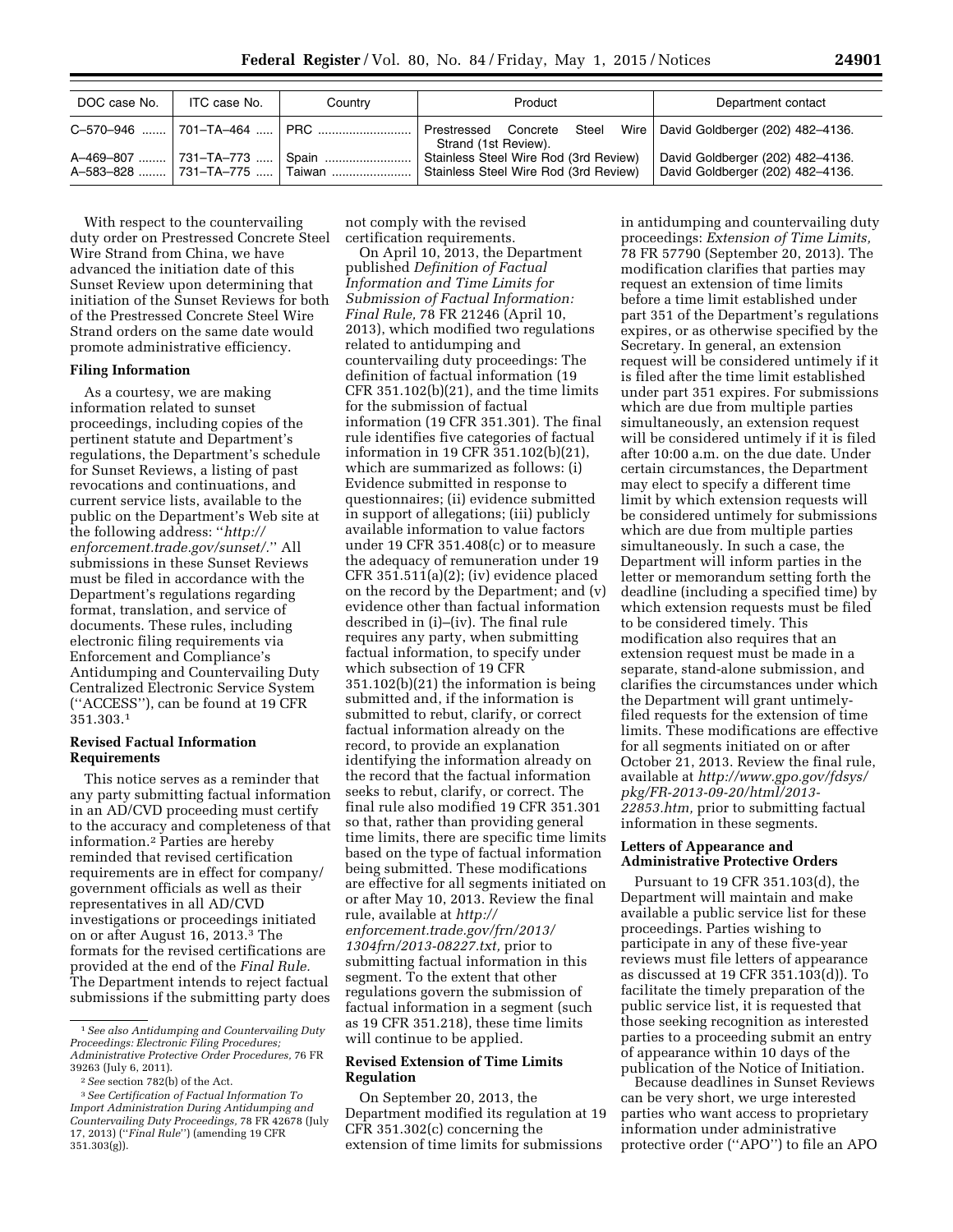| DOC case No. | ITC case No. | Country | Product | Department contact |
| --- | --- | --- | --- | --- |
| C–570–946 | 701–TA–464 | PRC | Prestressed Concrete Steel Wire Strand (1st Review). | David Goldberger (202) 482–4136. |
| A–469–807 | 731–TA–773 | Spain | Stainless Steel Wire Rod (3rd Review) | David Goldberger (202) 482–4136. |
| A–583–828 | 731–TA–775 | Taiwan | Stainless Steel Wire Rod (3rd Review) | David Goldberger (202) 482–4136. |

With respect to the countervailing duty order on Prestressed Concrete Steel Wire Strand from China, we have advanced the initiation date of this Sunset Review upon determining that initiation of the Sunset Reviews for both of the Prestressed Concrete Steel Wire Strand orders on the same date would promote administrative efficiency.

**Filing Information**

As a courtesy, we are making information related to sunset proceedings, including copies of the pertinent statute and Department's regulations, the Department's schedule for Sunset Reviews, a listing of past revocations and continuations, and current service lists, available to the public on the Department's Web site at the following address: ''*http://enforcement.trade.gov/sunset/*.'' All submissions in these Sunset Reviews must be filed in accordance with the Department's regulations regarding format, translation, and service of documents. These rules, including electronic filing requirements via Enforcement and Compliance's Antidumping and Countervailing Duty Centralized Electronic Service System (''ACCESS''), can be found at 19 CFR 351.303.[1]

**Revised Factual Information Requirements**

This notice serves as a reminder that any party submitting factual information in an AD/CVD proceeding must certify to the accuracy and completeness of that information.[2] Parties are hereby reminded that revised certification requirements are in effect for company/government officials as well as their representatives in all AD/CVD investigations or proceedings initiated on or after August 16, 2013.[3] The formats for the revised certifications are provided at the end of the *Final Rule.* The Department intends to reject factual submissions if the submitting party does not comply with the revised certification requirements.

On April 10, 2013, the Department published *Definition of Factual Information and Time Limits for Submission of Factual Information: Final Rule,* 78 FR 21246 (April 10, 2013), which modified two regulations related to antidumping and countervailing duty proceedings: The definition of factual information (19 CFR 351.102(b)(21), and the time limits for the submission of factual information (19 CFR 351.301). The final rule identifies five categories of factual information in 19 CFR 351.102(b)(21), which are summarized as follows: (i) Evidence submitted in response to questionnaires; (ii) evidence submitted in support of allegations; (iii) publicly available information to value factors under 19 CFR 351.408(c) or to measure the adequacy of remuneration under 19 CFR 351.511(a)(2); (iv) evidence placed on the record by the Department; and (v) evidence other than factual information described in (i)–(iv). The final rule requires any party, when submitting factual information, to specify under which subsection of 19 CFR 351.102(b)(21) the information is being submitted and, if the information is submitted to rebut, clarify, or correct factual information already on the record, to provide an explanation identifying the information already on the record that the factual information seeks to rebut, clarify, or correct. The final rule also modified 19 CFR 351.301 so that, rather than providing general time limits, there are specific time limits based on the type of factual information being submitted. These modifications are effective for all segments initiated on or after May 10, 2013. Review the final rule, available at *http://enforcement.trade.gov/frn/2013/1304frn/2013-08227.txt,* prior to submitting factual information in this segment. To the extent that other regulations govern the submission of factual information in a segment (such as 19 CFR 351.218), these time limits will continue to be applied.

**Revised Extension of Time Limits Regulation**

On September 20, 2013, the Department modified its regulation at 19 CFR 351.302(c) concerning the extension of time limits for submissions in antidumping and countervailing duty proceedings: *Extension of Time Limits,* 78 FR 57790 (September 20, 2013). The modification clarifies that parties may request an extension of time limits before a time limit established under part 351 of the Department's regulations expires, or as otherwise specified by the Secretary. In general, an extension request will be considered untimely if it is filed after the time limit established under part 351 expires. For submissions which are due from multiple parties simultaneously, an extension request will be considered untimely if it is filed after 10:00 a.m. on the due date. Under certain circumstances, the Department may elect to specify a different time limit by which extension requests will be considered untimely for submissions which are due from multiple parties simultaneously. In such a case, the Department will inform parties in the letter or memorandum setting forth the deadline (including a specified time) by which extension requests must be filed to be considered timely. This modification also requires that an extension request must be made in a separate, stand-alone submission, and clarifies the circumstances under which the Department will grant untimely-filed requests for the extension of time limits. These modifications are effective for all segments initiated on or after October 21, 2013. Review the final rule, available at *http://www.gpo.gov/fdsys/pkg/FR-2013-09-20/html/2013-22853.htm,* prior to submitting factual information in these segments.

**Letters of Appearance and Administrative Protective Orders**

Pursuant to 19 CFR 351.103(d), the Department will maintain and make available a public service list for these proceedings. Parties wishing to participate in any of these five-year reviews must file letters of appearance as discussed at 19 CFR 351.103(d)). To facilitate the timely preparation of the public service list, it is requested that those seeking recognition as interested parties to a proceeding submit an entry of appearance within 10 days of the publication of the Notice of Initiation.

Because deadlines in Sunset Reviews can be very short, we urge interested parties who want access to proprietary information under administrative protective order (''APO'') to file an APO

---

[1] *See also Antidumping and Countervailing Duty Proceedings: Electronic Filing Procedures; Administrative Protective Order Procedures,* 76 FR 39263 (July 6, 2011).

[2] *See* section 782(b) of the Act.

[3] *See Certification of Factual Information To Import Administration During Antidumping and Countervailing Duty Proceedings,* 78 FR 42678 (July 17, 2013) (''*Final Rule*'') (amending 19 CFR 351.303(g)).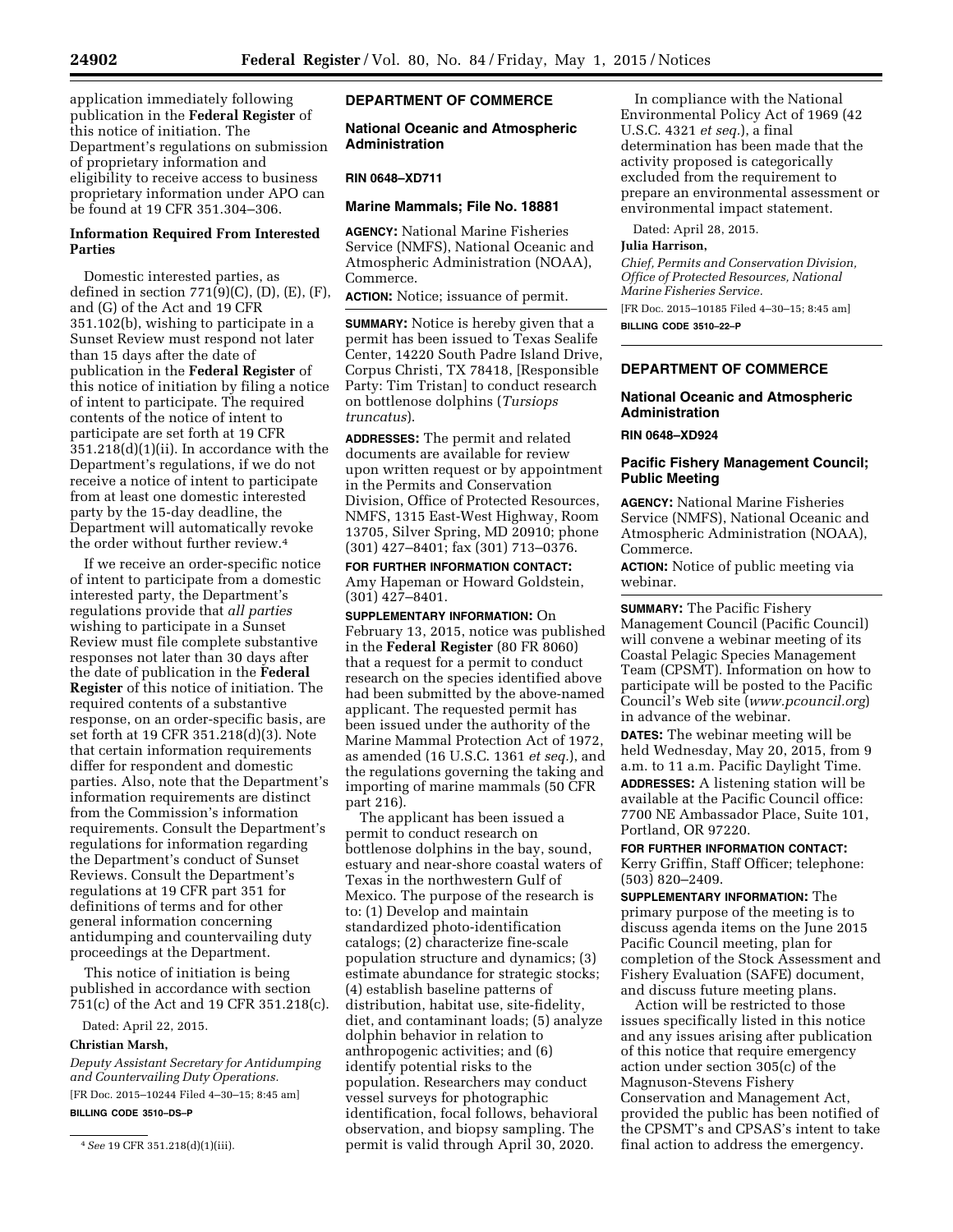application immediately following publication in the **Federal Register** of this notice of initiation. The Department's regulations on submission of proprietary information and eligibility to receive access to business proprietary information under APO can be found at 19 CFR 351.304–306.

### Information Required From Interested Parties

Domestic interested parties, as defined in section 771(9)(C), (D), (E), (F), and (G) of the Act and 19 CFR 351.102(b), wishing to participate in a Sunset Review must respond not later than 15 days after the date of publication in the **Federal Register** of this notice of initiation by filing a notice of intent to participate. The required contents of the notice of intent to participate are set forth at 19 CFR 351.218(d)(1)(ii). In accordance with the Department's regulations, if we do not receive a notice of intent to participate from at least one domestic interested party by the 15-day deadline, the Department will automatically revoke the order without further review.[4]

If we receive an order-specific notice of intent to participate from a domestic interested party, the Department's regulations provide that *all parties* wishing to participate in a Sunset Review must file complete substantive responses not later than 30 days after the date of publication in the **Federal Register** of this notice of initiation. The required contents of a substantive response, on an order-specific basis, are set forth at 19 CFR 351.218(d)(3). Note that certain information requirements differ for respondent and domestic parties. Also, note that the Department's information requirements are distinct from the Commission's information requirements. Consult the Department's regulations for information regarding the Department's conduct of Sunset Reviews. Consult the Department's regulations at 19 CFR part 351 for definitions of terms and for other general information concerning antidumping and countervailing duty proceedings at the Department.

This notice of initiation is being published in accordance with section 751(c) of the Act and 19 CFR 351.218(c).

Dated: April 22, 2015.

**Christian Marsh,**

*Deputy Assistant Secretary for Antidumping and Countervailing Duty Operations.*

[FR Doc. 2015–10244 Filed 4–30–15; 8:45 am]

**BILLING CODE 3510–DS–P**

[4] *See* 19 CFR 351.218(d)(1)(iii).

## DEPARTMENT OF COMMERCE

### National Oceanic and Atmospheric Administration

**RIN 0648–XD711**

### Marine Mammals; File No. 18881

**AGENCY:** National Marine Fisheries Service (NMFS), National Oceanic and Atmospheric Administration (NOAA), Commerce.

**ACTION:** Notice; issuance of permit.

**SUMMARY:** Notice is hereby given that a permit has been issued to Texas Sealife Center, 14220 South Padre Island Drive, Corpus Christi, TX 78418, [Responsible Party: Tim Tristan] to conduct research on bottlenose dolphins (*Tursiops truncatus*).

**ADDRESSES:** The permit and related documents are available for review upon written request or by appointment in the Permits and Conservation Division, Office of Protected Resources, NMFS, 1315 East-West Highway, Room 13705, Silver Spring, MD 20910; phone (301) 427–8401; fax (301) 713–0376.

**FOR FURTHER INFORMATION CONTACT:** Amy Hapeman or Howard Goldstein, (301) 427–8401.

**SUPPLEMENTARY INFORMATION:** On February 13, 2015, notice was published in the **Federal Register** (80 FR 8060) that a request for a permit to conduct research on the species identified above had been submitted by the above-named applicant. The requested permit has been issued under the authority of the Marine Mammal Protection Act of 1972, as amended (16 U.S.C. 1361 *et seq.*), and the regulations governing the taking and importing of marine mammals (50 CFR part 216).

The applicant has been issued a permit to conduct research on bottlenose dolphins in the bay, sound, estuary and near-shore coastal waters of Texas in the northwestern Gulf of Mexico. The purpose of the research is to: (1) Develop and maintain standardized photo-identification catalogs; (2) characterize fine-scale population structure and dynamics; (3) estimate abundance for strategic stocks; (4) establish baseline patterns of distribution, habitat use, site-fidelity, diet, and contaminant loads; (5) analyze dolphin behavior in relation to anthropogenic activities; and (6) identify potential risks to the population. Researchers may conduct vessel surveys for photographic identification, focal follows, behavioral observation, and biopsy sampling. The permit is valid through April 30, 2020.

In compliance with the National Environmental Policy Act of 1969 (42 U.S.C. 4321 *et seq.*), a final determination has been made that the activity proposed is categorically excluded from the requirement to prepare an environmental assessment or environmental impact statement.

Dated: April 28, 2015.

**Julia Harrison,**

*Chief, Permits and Conservation Division, Office of Protected Resources, National Marine Fisheries Service.*

[FR Doc. 2015–10185 Filed 4–30–15; 8:45 am]

**BILLING CODE 3510–22–P**

## DEPARTMENT OF COMMERCE

### National Oceanic and Atmospheric Administration

**RIN 0648–XD924**

### Pacific Fishery Management Council; Public Meeting

**AGENCY:** National Marine Fisheries Service (NMFS), National Oceanic and Atmospheric Administration (NOAA), Commerce.

**ACTION:** Notice of public meeting via webinar.

**SUMMARY:** The Pacific Fishery Management Council (Pacific Council) will convene a webinar meeting of its Coastal Pelagic Species Management Team (CPSMT). Information on how to participate will be posted to the Pacific Council's Web site (*www.pcouncil.org*) in advance of the webinar.

**DATES:** The webinar meeting will be held Wednesday, May 20, 2015, from 9 a.m. to 11 a.m. Pacific Daylight Time.

**ADDRESSES:** A listening station will be available at the Pacific Council office: 7700 NE Ambassador Place, Suite 101, Portland, OR 97220.

**FOR FURTHER INFORMATION CONTACT:** Kerry Griffin, Staff Officer; telephone: (503) 820–2409.

**SUPPLEMENTARY INFORMATION:** The primary purpose of the meeting is to discuss agenda items on the June 2015 Pacific Council meeting, plan for completion of the Stock Assessment and Fishery Evaluation (SAFE) document, and discuss future meeting plans.

Action will be restricted to those issues specifically listed in this notice and any issues arising after publication of this notice that require emergency action under section 305(c) of the Magnuson-Stevens Fishery Conservation and Management Act, provided the public has been notified of the CPSMT's and CPSAS's intent to take final action to address the emergency.